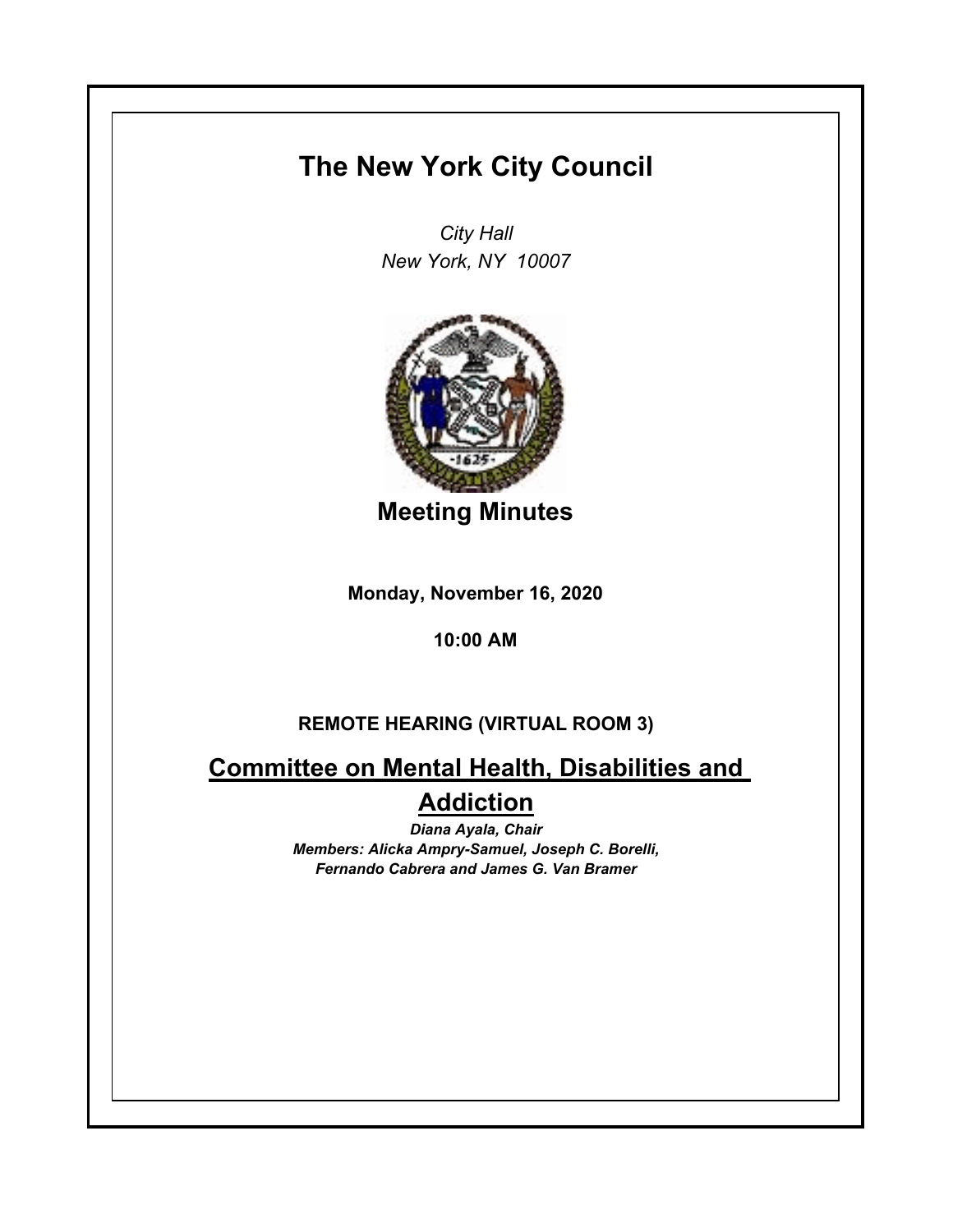# The New York City Council

*City Hall*
*New York, NY 10007*

## Meeting Minutes

**Monday, November 16, 2020**

**10:00 AM**

**REMOTE HEARING (VIRTUAL ROOM 3)**

## Committee on Mental Health, Disabilities and Addiction

***Diana Ayala, Chair***
***Members: Alicka Ampry-Samuel, Joseph C. Borelli, Fernando Cabrera and James G. Van Bramer***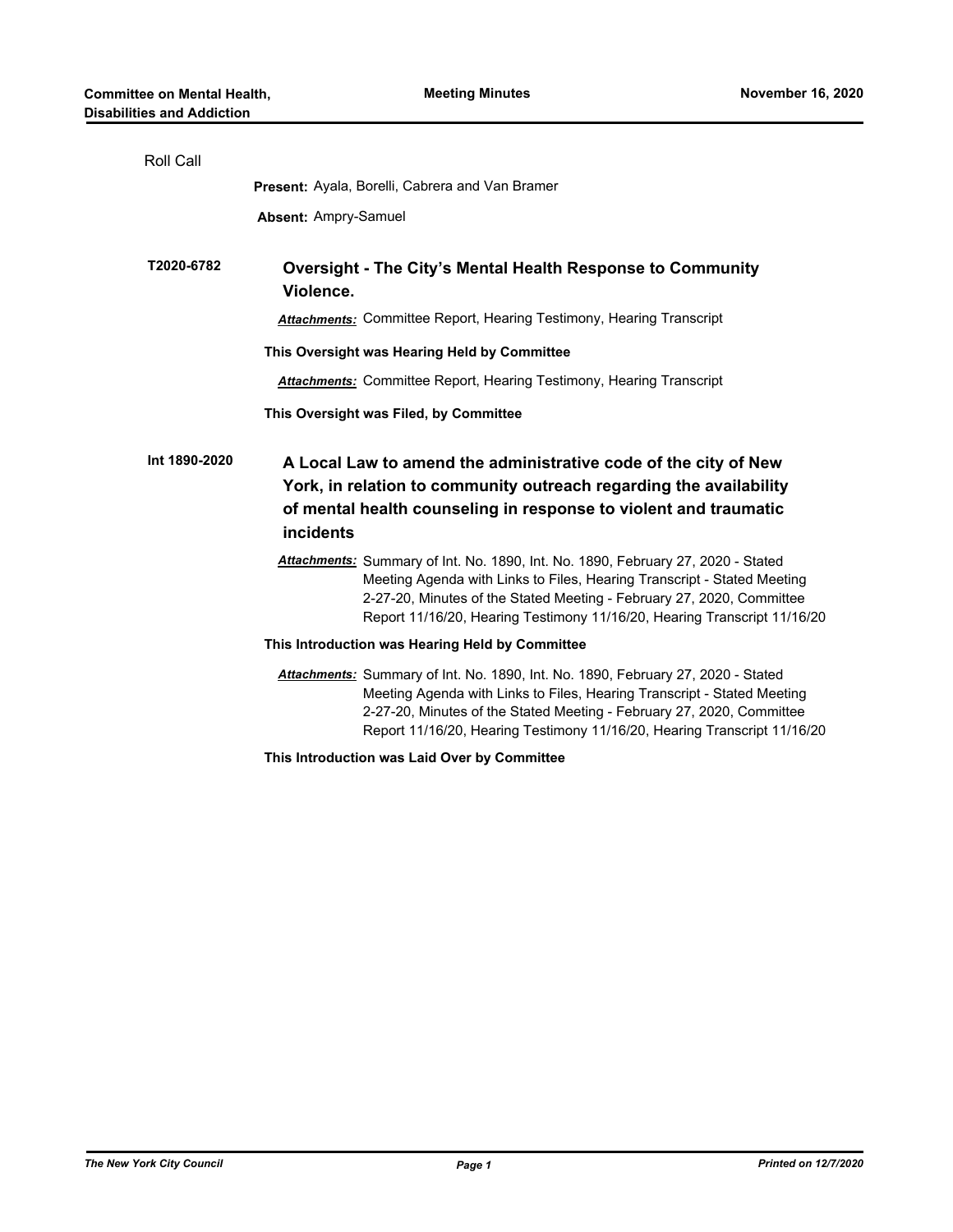Roll Call

**Present:** Ayala, Borelli, Cabrera and Van Bramer

**Absent:** Ampry-Samuel

**T2020-6782** **Oversight - The City's Mental Health Response to Community Violence.**

***Attachments:*** Committee Report, Hearing Testimony, Hearing Transcript

**This Oversight was Hearing Held by Committee**

***Attachments:*** Committee Report, Hearing Testimony, Hearing Transcript

**This Oversight was Filed, by Committee**

**Int 1890-2020** **A Local Law to amend the administrative code of the city of New York, in relation to community outreach regarding the availability of mental health counseling in response to violent and traumatic incidents**

***Attachments:*** Summary of Int. No. 1890, Int. No. 1890, February 27, 2020 - Stated Meeting Agenda with Links to Files, Hearing Transcript - Stated Meeting 2-27-20, Minutes of the Stated Meeting - February 27, 2020, Committee Report 11/16/20, Hearing Testimony 11/16/20, Hearing Transcript 11/16/20

**This Introduction was Hearing Held by Committee**

***Attachments:*** Summary of Int. No. 1890, Int. No. 1890, February 27, 2020 - Stated Meeting Agenda with Links to Files, Hearing Transcript - Stated Meeting 2-27-20, Minutes of the Stated Meeting - February 27, 2020, Committee Report 11/16/20, Hearing Testimony 11/16/20, Hearing Transcript 11/16/20

**This Introduction was Laid Over by Committee**